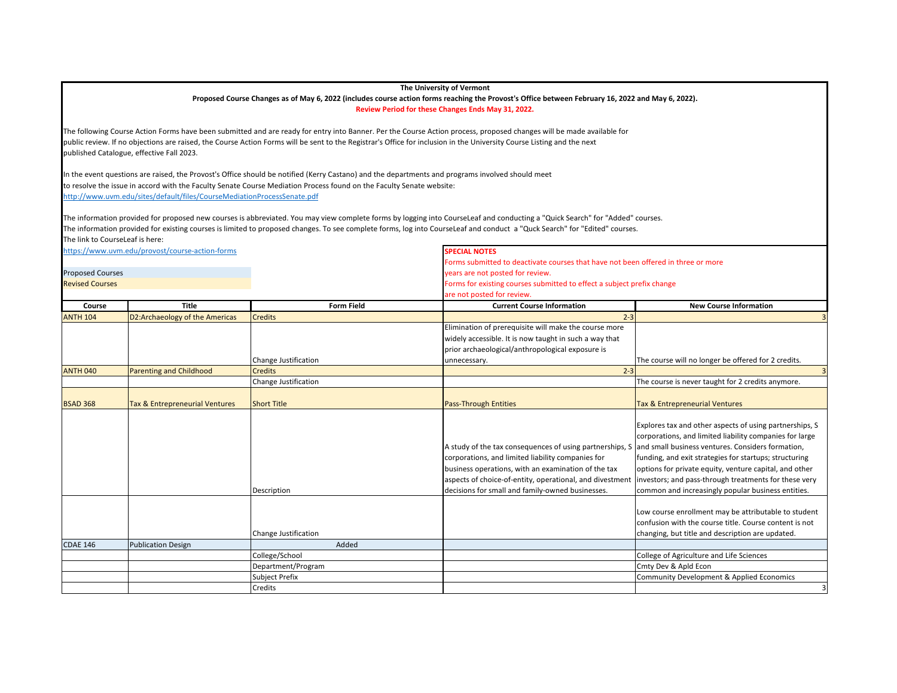**The University of Vermont**

**Proposed Course Changes as of May 6, 2022 (includes course action forms reaching the Provost's Office between February 16, 2022 and May 6, 2022).**

**Review Period for these Changes Ends May 31, 2022.**

The following Course Action Forms have been submitted and are ready for entry into Banner. Per the Course Action process, proposed changes will be made available for public review. If no objections are raised, the Course Action Forms will be sent to the Registrar's Office for inclusion in the University Course Listing and the next published Catalogue, effective Fall 2023.

In the event questions are raised, the Provost's Office should be notified (Kerry Castano) and the departments and programs involved should meet to resolve the issue in accord with the Faculty Senate Course Mediation Process found on the Faculty Senate website:
http://www.uvm.edu/sites/default/files/CourseMediationProcessSenate.pdf

The information provided for proposed new courses is abbreviated. You may view complete forms by logging into CourseLeaf and conducting a "Quick Search" for "Added" courses.
The information provided for existing courses is limited to proposed changes. To see complete forms, log into CourseLeaf and conduct a "Quck Search" for "Edited" courses.
The link to CourseLeaf is here:
https://www.uvm.edu/provost/course-action-forms

Proposed Courses
Revised Courses

**SPECIAL NOTES**
Forms submitted to deactivate courses that have not been offered in three or more years are not posted for review.
Forms for existing courses submitted to effect a subject prefix change are not posted for review.

| Course | Title | Form Field | Current Course Information | New Course Information |
|---|---|---|---|---|
| ANTH 104 | D2:Archaeology of the Americas | Credits | 2-3 | 3 |
| | | Change Justification | Elimination of prerequisite will make the course more widely accessible. It is now taught in such a way that prior archaeological/anthropological exposure is unnecessary. | The course will no longer be offered for 2 credits. |
| ANTH 040 | Parenting and Childhood | Credits | 2-3 | 3 |
| | | Change Justification | | The course is never taught for 2 credits anymore. |
| BSAD 368 | Tax & Entrepreneurial Ventures | Short Title | Pass-Through Entities | Tax & Entrepreneurial Ventures |
| | | Description | A study of the tax consequences of using partnerships, S corporations, and limited liability companies for business operations, with an examination of the tax aspects of choice-of-entity, operational, and divestment decisions for small and family-owned businesses. | Explores tax and other aspects of using partnerships, S corporations, and limited liability companies for large and small business ventures. Considers formation, funding, and exit strategies for startups; structuring options for private equity, venture capital, and other investors; and pass-through treatments for these very common and increasingly popular business entities. |
| | | Change Justification | | Low course enrollment may be attributable to student confusion with the course title. Course content is not changing, but title and description are updated. |
| CDAE 146 | Publication Design | Added | | |
| | | College/School | | College of Agriculture and Life Sciences |
| | | Department/Program | | Cmty Dev & Apld Econ |
| | | Subject Prefix | | Community Development & Applied Economics |
| | | Credits | | 3 |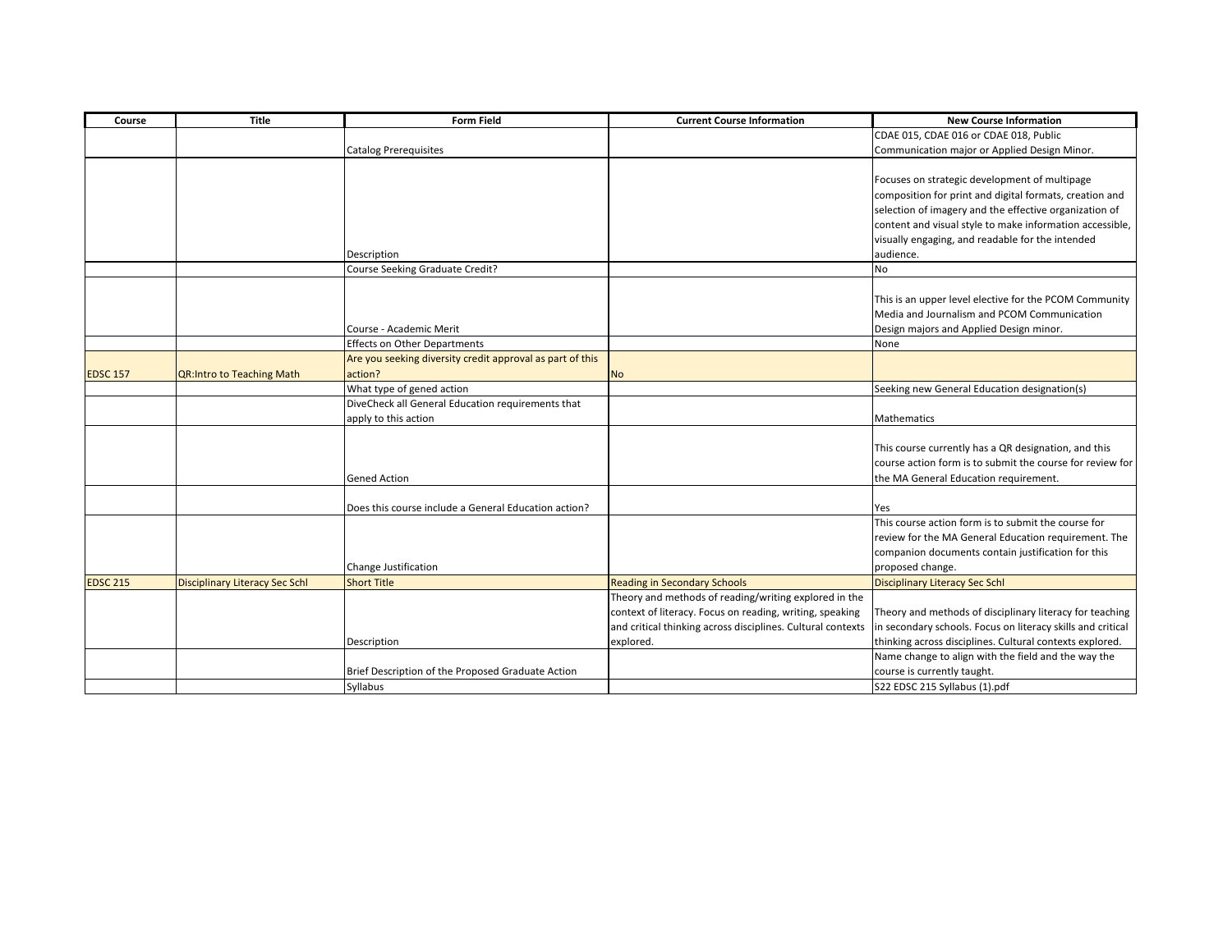| Course | Title | Form Field | Current Course Information | New Course Information |
|---|---|---|---|---|
| | | Catalog Prerequisites | | CDAE 015, CDAE 016 or CDAE 018, Public Communication major or Applied Design Minor. |
| | | Description | | Focuses on strategic development of multipage composition for print and digital formats, creation and selection of imagery and the effective organization of content and visual style to make information accessible, visually engaging, and readable for the intended audience. |
| | | Course Seeking Graduate Credit? | | No |
| | | Course - Academic Merit | | This is an upper level elective for the PCOM Community Media and Journalism and PCOM Communication Design majors and Applied Design minor. |
| | | Effects on Other Departments | | None |
| EDSC 157 | QR:Intro to Teaching Math | Are you seeking diversity credit approval as part of this action? | No | |
| | | What type of gened action | | Seeking new General Education designation(s) |
| | | DiveCheck all General Education requirements that apply to this action | | Mathematics |
| | | Gened Action | | This course currently has a QR designation, and this course action form is to submit the course for review for the MA General Education requirement. |
| | | Does this course include a General Education action? | | Yes |
| | | Change Justification | | This course action form is to submit the course for review for the MA General Education requirement. The companion documents contain justification for this proposed change. |
| EDSC 215 | Disciplinary Literacy Sec Schl | Short Title | Reading in Secondary Schools | Disciplinary Literacy Sec Schl |
| | | Description | Theory and methods of reading/writing explored in the context of literacy. Focus on reading, writing, speaking and critical thinking across disciplines. Cultural contexts explored. | Theory and methods of disciplinary literacy for teaching in secondary schools. Focus on literacy skills and critical thinking across disciplines. Cultural contexts explored. |
| | | Brief Description of the Proposed Graduate Action | | Name change to align with the field and the way the course is currently taught. |
| | | Syllabus | | S22 EDSC 215 Syllabus (1).pdf |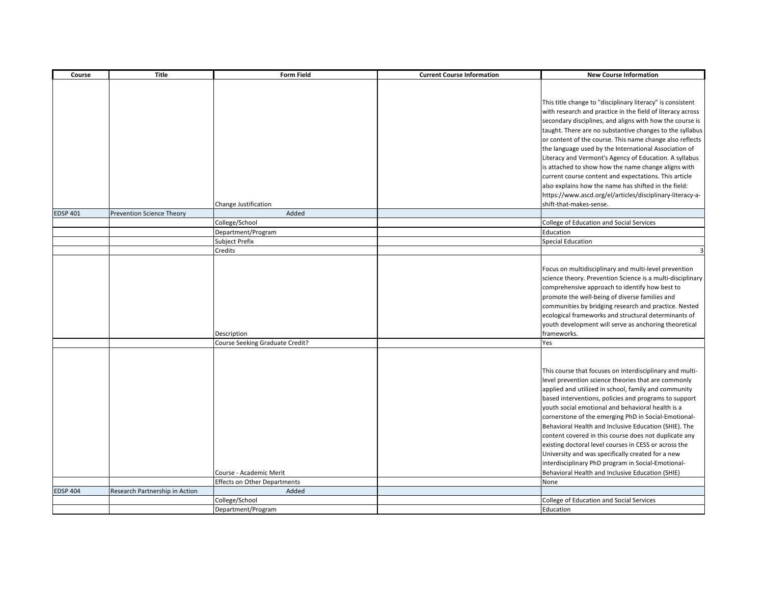| Course | Title | Form Field | Current Course Information | New Course Information |
|---|---|---|---|---|
| | | Change Justification | | This title change to "disciplinary literacy" is consistent with research and practice in the field of literacy across secondary disciplines, and aligns with how the course is taught. There are no substantive changes to the syllabus or content of the course. This name change also reflects the language used by the International Association of Literacy and Vermont's Agency of Education. A syllabus is attached to show how the name change aligns with current course content and expectations. This article also explains how the name has shifted in the field: https://www.ascd.org/el/articles/disciplinary-literacy-a-shift-that-makes-sense. |
| EDSP 401 | Prevention Science Theory | Added | | |
| | | College/School | | College of Education and Social Services |
| | | Department/Program | | Education |
| | | Subject Prefix | | Special Education |
| | | Credits | | 3 |
| | | Description | | Focus on multidisciplinary and multi-level prevention science theory. Prevention Science is a multi-disciplinary comprehensive approach to identify how best to promote the well-being of diverse families and communities by bridging research and practice. Nested ecological frameworks and structural determinants of youth development will serve as anchoring theoretical frameworks. |
| | | Course Seeking Graduate Credit? | | Yes |
| | | Course - Academic Merit | | This course that focuses on interdisciplinary and multi-level prevention science theories that are commonly applied and utilized in school, family and community based interventions, policies and programs to support youth social emotional and behavioral health is a cornerstone of the emerging PhD in Social-Emotional-Behavioral Health and Inclusive Education (SHIE). The content covered in this course does not duplicate any existing doctoral level courses in CESS or across the University and was specifically created for a new interdisciplinary PhD program in Social-Emotional-Behavioral Health and Inclusive Education (SHIE) |
| | | Effects on Other Departments | | None |
| EDSP 404 | Research Partnership in Action | Added | | |
| | | College/School | | College of Education and Social Services |
| | | Department/Program | | Education |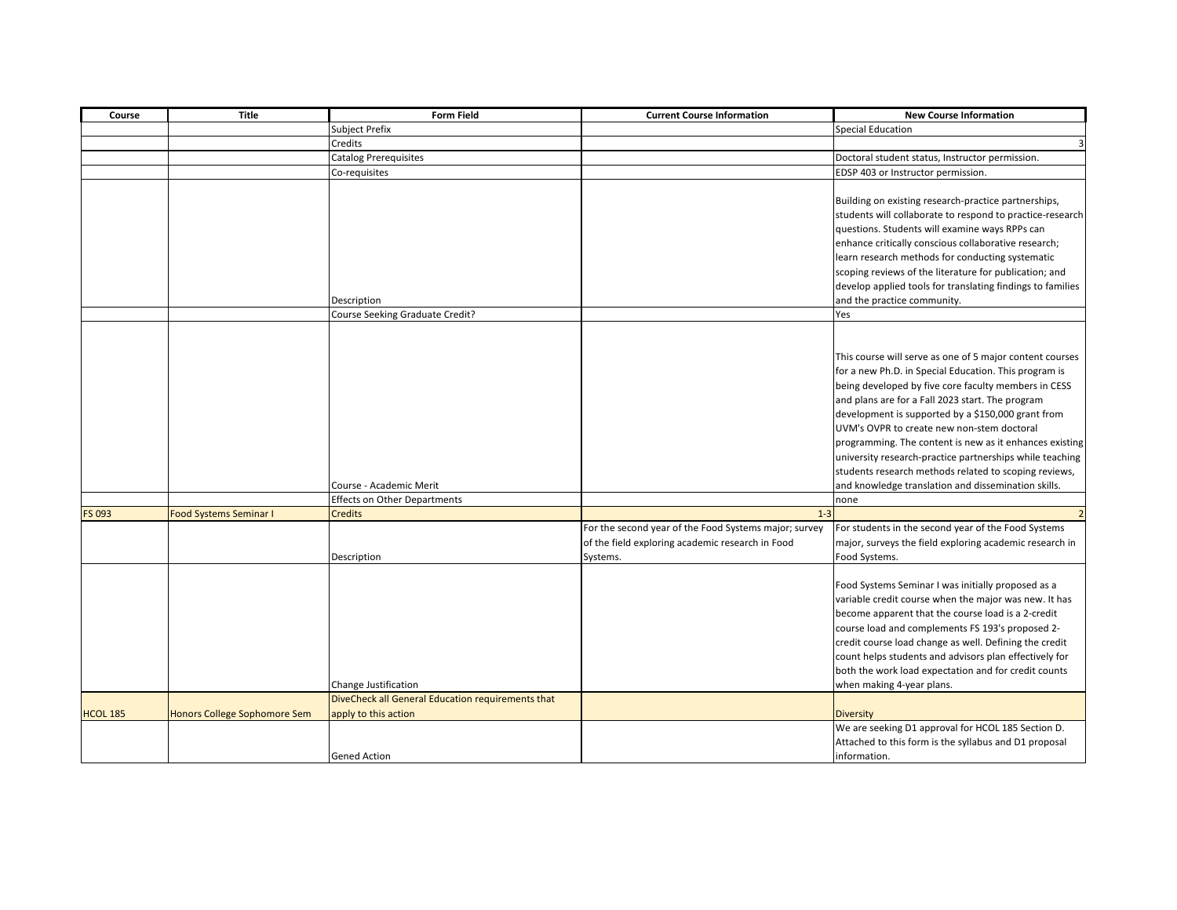| Course | Title | Form Field | Current Course Information | New Course Information |
|---|---|---|---|---|
| | | Subject Prefix | | Special Education |
| | | Credits | | 3 |
| | | Catalog Prerequisites | | Doctoral student status, Instructor permission. |
| | | Co-requisites | | EDSP 403 or Instructor permission. |
| | | Description | | Building on existing research-practice partnerships, students will collaborate to respond to practice-research questions. Students will examine ways RPPs can enhance critically conscious collaborative research; learn research methods for conducting systematic scoping reviews of the literature for publication; and develop applied tools for translating findings to families and the practice community. |
| | | Course Seeking Graduate Credit? | | Yes |
| | | Course - Academic Merit | | This course will serve as one of 5 major content courses for a new Ph.D. in Special Education. This program is being developed by five core faculty members in CESS and plans are for a Fall 2023 start. The program development is supported by a $150,000 grant from UVM's OVPR to create new non-stem doctoral programming. The content is new as it enhances existing university research-practice partnerships while teaching students research methods related to scoping reviews, and knowledge translation and dissemination skills. |
| | | Effects on Other Departments | | none |
| FS 093 | Food Systems Seminar I | Credits | 1-3 | 2 |
| | | Description | For the second year of the Food Systems major; survey of the field exploring academic research in Food Systems. | For students in the second year of the Food Systems major, surveys the field exploring academic research in Food Systems. |
| | | Change Justification | | Food Systems Seminar I was initially proposed as a variable credit course when the major was new. It has become apparent that the course load is a 2-credit course load and complements FS 193's proposed 2-credit course load change as well. Defining the credit count helps students and advisors plan effectively for both the work load expectation and for credit counts when making 4-year plans. |
| HCOL 185 | Honors College Sophomore Sem | DiveCheck all General Education requirements that apply to this action | | Diversity |
| | | Gened Action | | We are seeking D1 approval for HCOL 185 Section D. Attached to this form is the syllabus and D1 proposal information. |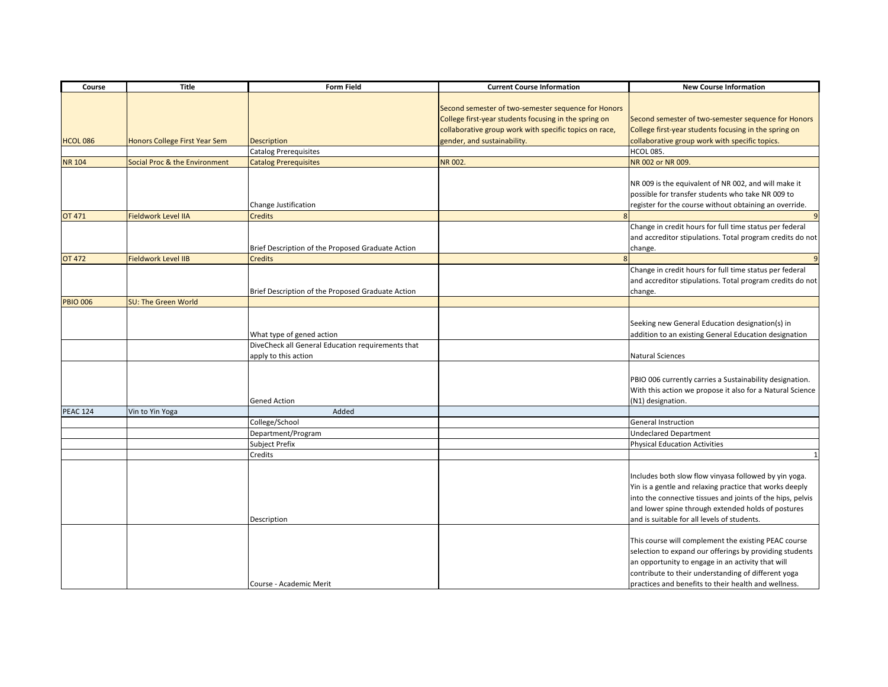| Course | Title | Form Field | Current Course Information | New Course Information |
|---|---|---|---|---|
| HCOL 086 | Honors College First Year Sem | Description | Second semester of two-semester sequence for Honors College first-year students focusing in the spring on collaborative group work with specific topics on race, gender, and sustainability. | Second semester of two-semester sequence for Honors College first-year students focusing in the spring on collaborative group work with specific topics. |
| | | Catalog Prerequisites | | HCOL 085. |
| NR 104 | Social Proc & the Environment | Catalog Prerequisites | NR 002. | NR 002 or NR 009. |
| | | Change Justification | | NR 009 is the equivalent of NR 002, and will make it possible for transfer students who take NR 009 to register for the course without obtaining an override. |
| OT 471 | Fieldwork Level IIA | Credits | 8 | 9 |
| | | Brief Description of the Proposed Graduate Action | | Change in credit hours for full time status per federal and accreditor stipulations. Total program credits do not change. |
| OT 472 | Fieldwork Level IIB | Credits | 8 | 9 |
| | | Brief Description of the Proposed Graduate Action | | Change in credit hours for full time status per federal and accreditor stipulations. Total program credits do not change. |
| PBIO 006 | SU: The Green World | | | |
| | | What type of gened action | | Seeking new General Education designation(s) in addition to an existing General Education designation |
| | | DiveCheck all General Education requirements that apply to this action | | Natural Sciences |
| | | Gened Action | | PBIO 006 currently carries a Sustainability designation. With this action we propose it also for a Natural Science (N1) designation. |
| PEAC 124 | Vin to Yin Yoga | Added | | |
| | | College/School | | General Instruction |
| | | Department/Program | | Undeclared Department |
| | | Subject Prefix | | Physical Education Activities |
| | | Credits | | 1 |
| | | Description | | Includes both slow flow vinyasa followed by yin yoga. Yin is a gentle and relaxing practice that works deeply into the connective tissues and joints of the hips, pelvis and lower spine through extended holds of postures and is suitable for all levels of students. |
| | | Course - Academic Merit | | This course will complement the existing PEAC course selection to expand our offerings by providing students an opportunity to engage in an activity that will contribute to their understanding of different yoga practices and benefits to their health and wellness. |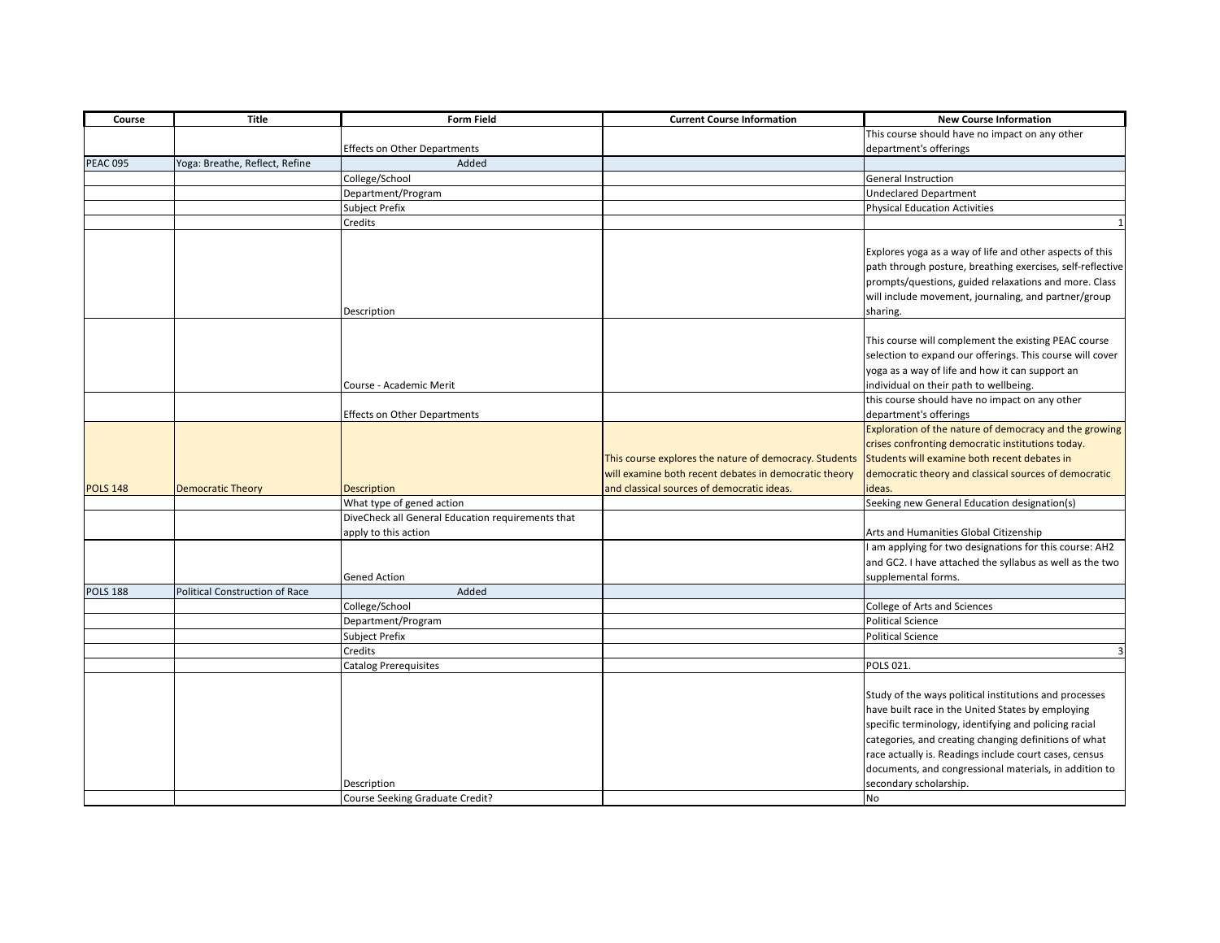| Course | Title | Form Field | Current Course Information | New Course Information |
|---|---|---|---|---|
| | | Effects on Other Departments | | This course should have no impact on any other department's offerings |
| PEAC 095 | Yoga: Breathe, Reflect, Refine | Added | | |
| | | College/School | | General Instruction |
| | | Department/Program | | Undeclared Department |
| | | Subject Prefix | | Physical Education Activities |
| | | Credits | | 1 |
| | | Description | | Explores yoga as a way of life and other aspects of this path through posture, breathing exercises, self-reflective prompts/questions, guided relaxations and more. Class will include movement, journaling, and partner/group sharing. |
| | | Course - Academic Merit | | This course will complement the existing PEAC course selection to expand our offerings. This course will cover yoga as a way of life and how it can support an individual on their path to wellbeing. |
| | | Effects on Other Departments | | this course should have no impact on any other department's offerings |
| POLS 148 | Democratic Theory | Description | This course explores the nature of democracy. Students will examine both recent debates in democratic theory and classical sources of democratic ideas. | Exploration of the nature of democracy and the growing crises confronting democratic institutions today. Students will examine both recent debates in democratic theory and classical sources of democratic ideas. |
| | | What type of gened action | | Seeking new General Education designation(s) |
| | | DiveCheck all General Education requirements that apply to this action | | Arts and Humanities Global Citizenship |
| | | Gened Action | | I am applying for two designations for this course: AH2 and GC2. I have attached the syllabus as well as the two supplemental forms. |
| POLS 188 | Political Construction of Race | Added | | |
| | | College/School | | College of Arts and Sciences |
| | | Department/Program | | Political Science |
| | | Subject Prefix | | Political Science |
| | | Credits | | 3 |
| | | Catalog Prerequisites | | POLS 021. |
| | | Description | | Study of the ways political institutions and processes have built race in the United States by employing specific terminology, identifying and policing racial categories, and creating changing definitions of what race actually is. Readings include court cases, census documents, and congressional materials, in addition to secondary scholarship. |
| | | Course Seeking Graduate Credit? | | No |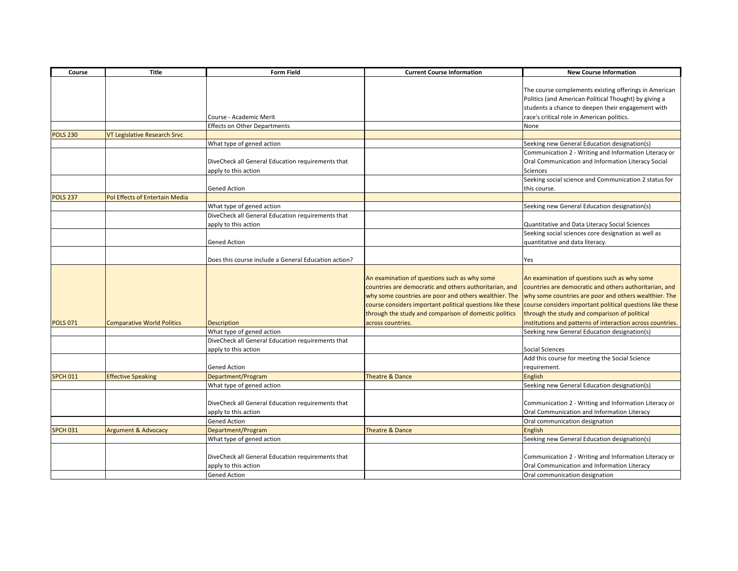| Course | Title | Form Field | Current Course Information | New Course Information |
|---|---|---|---|---|
| | | Course - Academic Merit | | The course complements existing offerings in American Politics (and American Political Thought) by giving a students a chance to deepen their engagement with race's critical role in American politics. |
| | | Effects on Other Departments | | None |
| POLS 230 | VT Legislative Research Srvc | | | |
| | | What type of gened action | | Seeking new General Education designation(s) |
| | | DiveCheck all General Education requirements that apply to this action | | Communication 2 - Writing and Information Literacy or Oral Communication and Information Literacy Social Sciences |
| | | Gened Action | | Seeking social science and Communication 2 status for this course. |
| POLS 237 | Pol Effects of Entertain Media | | | |
| | | What type of gened action | | Seeking new General Education designation(s) |
| | | DiveCheck all General Education requirements that apply to this action | | Quantitative and Data Literacy Social Sciences |
| | | Gened Action | | Seeking social sciences core designation as well as quantitative and data literacy. |
| | | Does this course include a General Education action? | | Yes |
| POLS 071 | Comparative World Politics | Description | An examination of questions such as why some countries are democratic and others authoritarian, and why some countries are poor and others wealthier. The course considers important political questions like these through the study and comparison of domestic politics across countries. | An examination of questions such as why some countries are democratic and others authoritarian, and why some countries are poor and others wealthier. The course considers important political questions like these through the study and comparison of political institutions and patterns of interaction across countries. |
| | | What type of gened action | | Seeking new General Education designation(s) |
| | | DiveCheck all General Education requirements that apply to this action | | Social Sciences |
| | | Gened Action | | Add this course for meeting the Social Science requirement. |
| SPCH 011 | Effective Speaking | Department/Program | Theatre & Dance | English |
| | | What type of gened action | | Seeking new General Education designation(s) |
| | | DiveCheck all General Education requirements that apply to this action | | Communication 2 - Writing and Information Literacy or Oral Communication and Information Literacy |
| | | Gened Action | | Oral communication designation |
| SPCH 031 | Argument & Advocacy | Department/Program | Theatre & Dance | English |
| | | What type of gened action | | Seeking new General Education designation(s) |
| | | DiveCheck all General Education requirements that apply to this action | | Communication 2 - Writing and Information Literacy or Oral Communication and Information Literacy |
| | | Gened Action | | Oral communication designation |